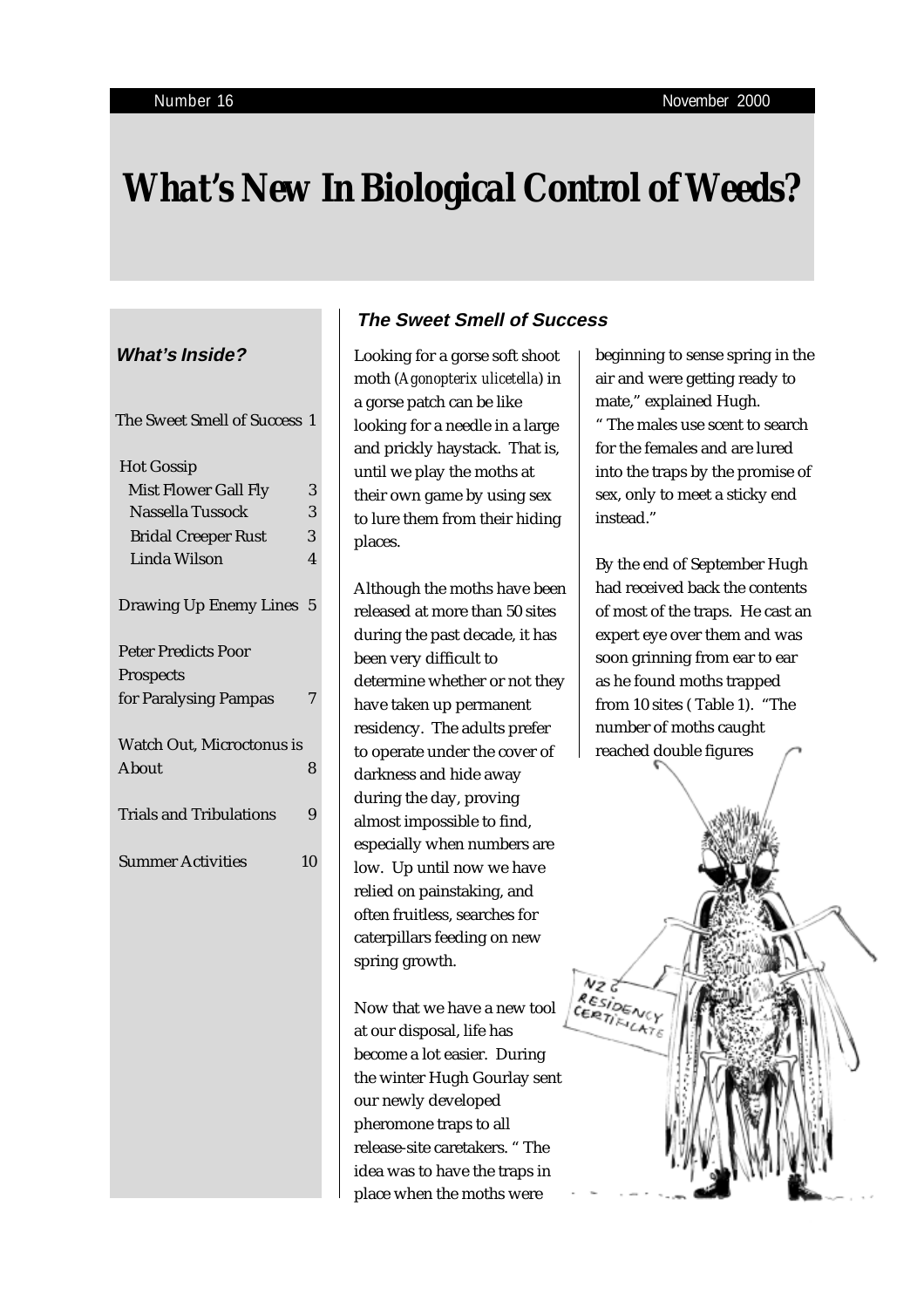Number 16 November 2000

# What's New In Biological Control of Weeds?

## What's Inside?

| | |
|---|---|
| The Sweet Smell of Success | 1 |
| Hot Gossip | |
| Mist Flower Gall Fly | 3 |
| Nassella Tussock | 3 |
| Bridal Creeper Rust | 3 |
| Linda Wilson | 4 |
| Drawing Up Enemy Lines | 5 |
| Peter Predicts Poor Prospects for Paralysing Pampas | 7 |
| Watch Out, Microctonus is About | 8 |
| Trials and Tribulations | 9 |
| Summer Activities | 10 |

## The Sweet Smell of Success

Looking for a gorse soft shoot moth (*Agonopterix ulicetella*) in a gorse patch can be like looking for a needle in a large and prickly haystack. That is, until we play the moths at their own game by using sex to lure them from their hiding places.

Although the moths have been released at more than 50 sites during the past decade, it has been very difficult to determine whether or not they have taken up permanent residency. The adults prefer to operate under the cover of darkness and hide away during the day, proving almost impossible to find, especially when numbers are low. Up until now we have relied on painstaking, and often fruitless, searches for caterpillars feeding on new spring growth.

Now that we have a new tool at our disposal, life has become a lot easier. During the winter Hugh Gourlay sent our newly developed pheromone traps to all release-site caretakers. "The idea was to have the traps in place when the moths were beginning to sense spring in the air and were getting ready to mate," explained Hugh. "The males use scent to search for the females and are lured into the traps by the promise of sex, only to meet a sticky end instead."

By the end of September Hugh had received back the contents of most of the traps. He cast an expert eye over them and was soon grinning from ear to ear as he found moths trapped from 10 sites (Table 1). "The number of moths caught reached double figures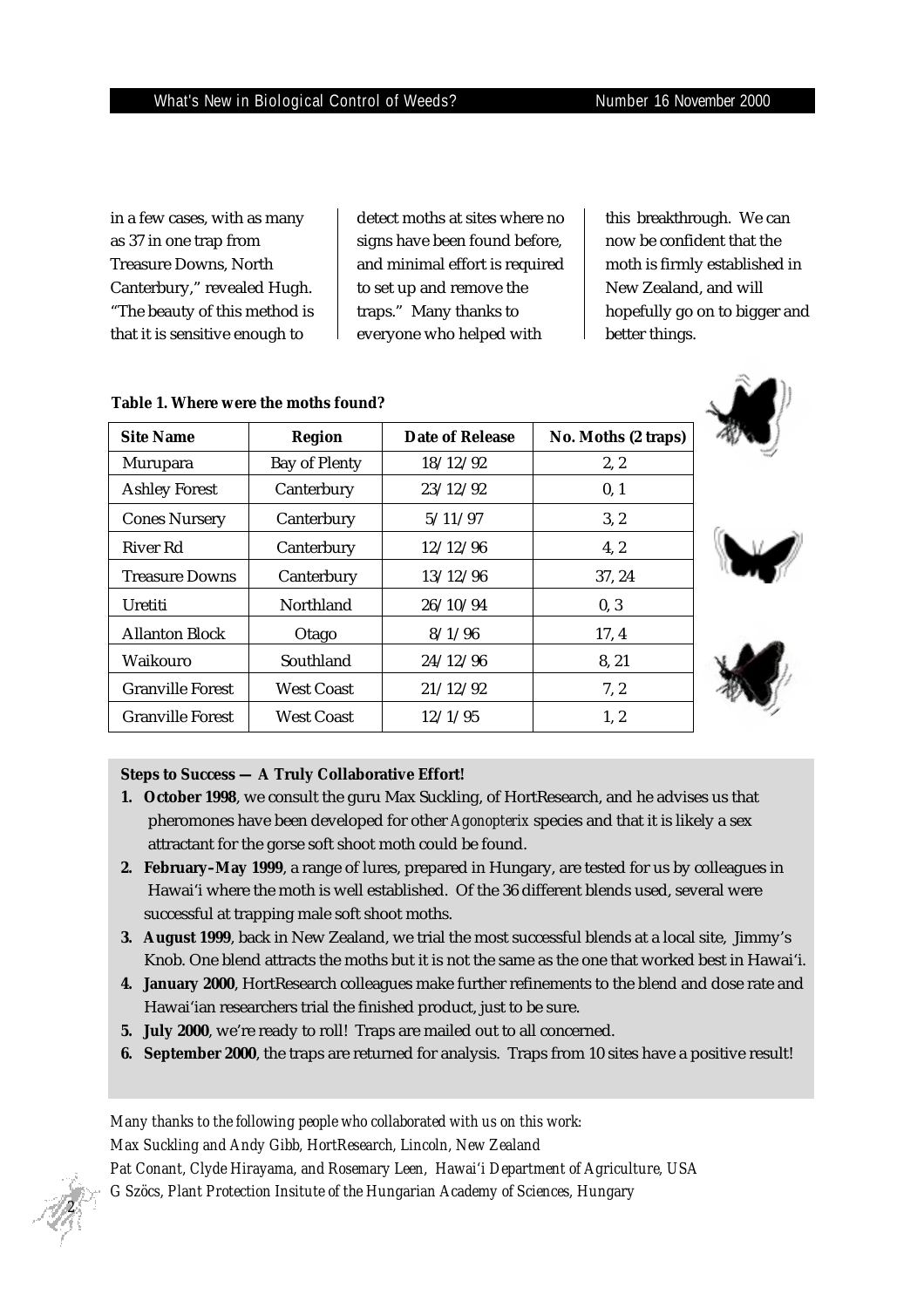in a few cases, with as many as 37 in one trap from Treasure Downs, North Canterbury," revealed Hugh. "The beauty of this method is that it is sensitive enough to detect moths at sites where no signs have been found before, and minimal effort is required to set up and remove the traps." Many thanks to everyone who helped with this breakthrough. We can now be confident that the moth is firmly established in New Zealand, and will hopefully go on to bigger and better things.

**Table 1. Where were the moths found?**

| Site Name | Region | Date of Release | No. Moths (2 traps) |
|---|---|---|---|
| Murupara | Bay of Plenty | 18/12/92 | 2, 2 |
| Ashley Forest | Canterbury | 23/12/92 | 0, 1 |
| Cones Nursery | Canterbury | 5/11/97 | 3, 2 |
| River Rd | Canterbury | 12/12/96 | 4, 2 |
| Treasure Downs | Canterbury | 13/12/96 | 37, 24 |
| Uretiti | Northland | 26/10/94 | 0, 3 |
| Allanton Block | Otago | 8/1/96 | 17, 4 |
| Waikouro | Southland | 24/12/96 | 8, 21 |
| Granville Forest | West Coast | 21/12/92 | 7, 2 |
| Granville Forest | West Coast | 12/1/95 | 1, 2 |

**Steps to Success — A Truly Collaborative Effort!**

1. **October 1998**, we consult the guru Max Suckling, of HortResearch, and he advises us that pheromones have been developed for other *Agonopterix* species and that it is likely a sex attractant for the gorse soft shoot moth could be found.
2. **February–May 1999**, a range of lures, prepared in Hungary, are tested for us by colleagues in Hawai'i where the moth is well established. Of the 36 different blends used, several were successful at trapping male soft shoot moths.
3. **August 1999**, back in New Zealand, we trial the most successful blends at a local site, Jimmy's Knob. One blend attracts the moths but it is not the same as the one that worked best in Hawai'i.
4. **January 2000**, HortResearch colleagues make further refinements to the blend and dose rate and Hawai'ian researchers trial the finished product, just to be sure.
5. **July 2000**, we're ready to roll! Traps are mailed out to all concerned.
6. **September 2000**, the traps are returned for analysis. Traps from 10 sites have a positive result!

*Many thanks to the following people who collaborated with us on this work:*
*Max Suckling and Andy Gibb, HortResearch, Lincoln, New Zealand*
*Pat Conant, Clyde Hirayama, and Rosemary Leen, Hawai'i Department of Agriculture, USA*
*G Szöcs, Plant Protection Insitute of the Hungarian Academy of Sciences, Hungary*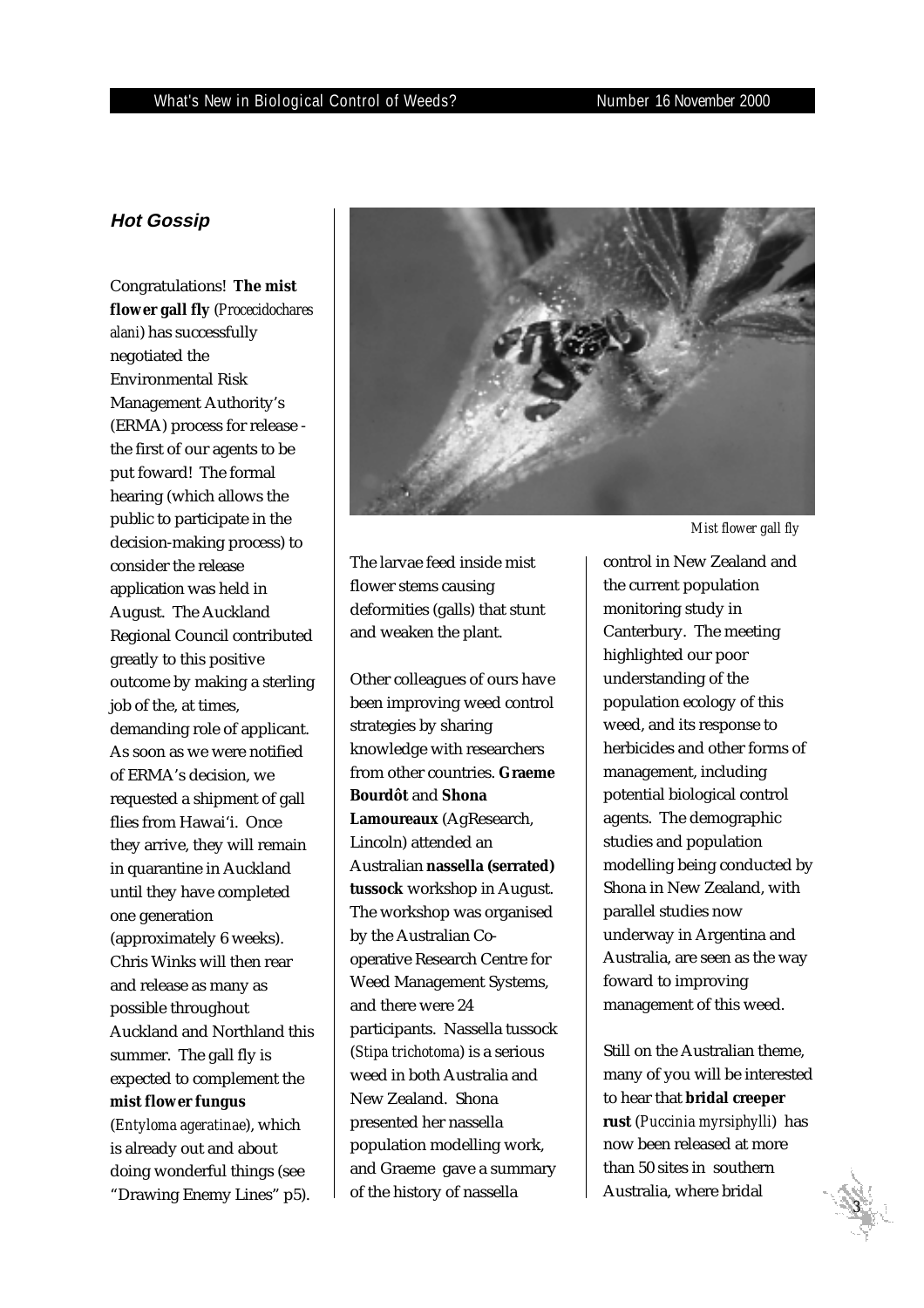## *Hot Gossip*

Congratulations! **The mist flower gall fly** (*Procecidochares alani*) has successfully negotiated the Environmental Risk Management Authority's (ERMA) process for release - the first of our agents to be put foward! The formal hearing (which allows the public to participate in the decision-making process) to consider the release application was held in August. The Auckland Regional Council contributed greatly to this positive outcome by making a sterling job of the, at times, demanding role of applicant. As soon as we were notified of ERMA's decision, we requested a shipment of gall flies from Hawai'i. Once they arrive, they will remain in quarantine in Auckland until they have completed one generation (approximately 6 weeks). Chris Winks will then rear and release as many as possible throughout Auckland and Northland this summer. The gall fly is expected to complement the **mist flower fungus** (*Entyloma ageratinae*), which is already out and about doing wonderful things (see "Drawing Enemy Lines" p5).

*Mist flower gall fly*

The larvae feed inside mist flower stems causing deformities (galls) that stunt and weaken the plant.

Other colleagues of ours have been improving weed control strategies by sharing knowledge with researchers from other countries. **Graeme Bourdôt** and **Shona Lamoureaux** (AgResearch, Lincoln) attended an Australian **nassella (serrated) tussock** workshop in August. The workshop was organised by the Australian Co-operative Research Centre for Weed Management Systems, and there were 24 participants. Nassella tussock (*Stipa trichotoma*) is a serious weed in both Australia and New Zealand. Shona presented her nassella population modelling work, and Graeme gave a summary of the history of nassella control in New Zealand and the current population monitoring study in Canterbury. The meeting highlighted our poor understanding of the population ecology of this weed, and its response to herbicides and other forms of management, including potential biological control agents. The demographic studies and population modelling being conducted by Shona in New Zealand, with parallel studies now underway in Argentina and Australia, are seen as the way foward to improving management of this weed.

Still on the Australian theme, many of you will be interested to hear that **bridal creeper rust** (*Puccinia myrsiphylli*) has now been released at more than 50 sites in southern Australia, where bridal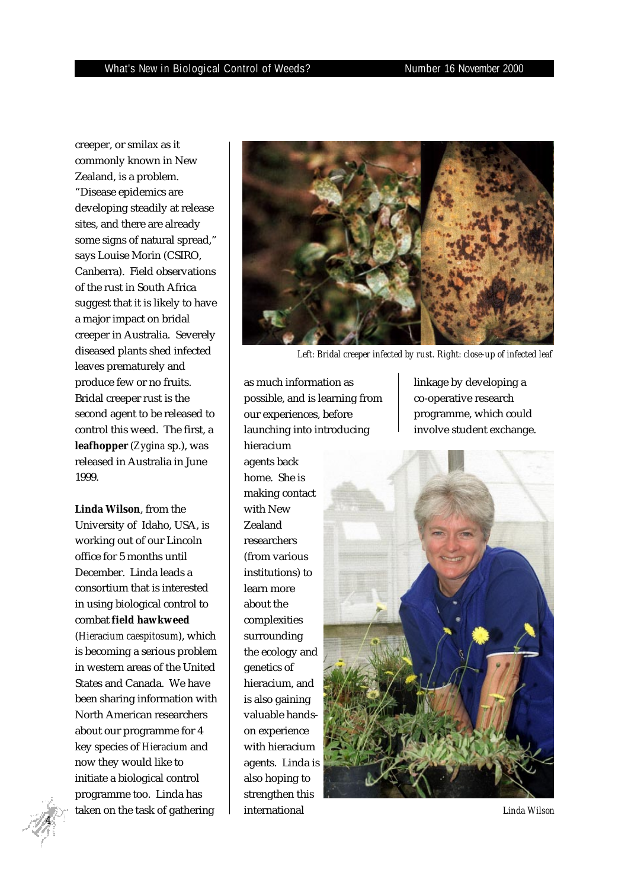creeper, or smilax as it commonly known in New Zealand, is a problem. "Disease epidemics are developing steadily at release sites, and there are already some signs of natural spread," says Louise Morin (CSIRO, Canberra). Field observations of the rust in South Africa suggest that it is likely to have a major impact on bridal creeper in Australia. Severely diseased plants shed infected leaves prematurely and produce few or no fruits. Bridal creeper rust is the second agent to be released to control this weed. The first, a **leafhopper** (*Zygina* sp.), was released in Australia in June 1999.

*Left: Bridal creeper infected by rust. Right: close-up of infected leaf*

**Linda Wilson**, from the University of Idaho, USA, is working out of our Lincoln office for 5 months until December. Linda leads a consortium that is interested in using biological control to combat **field hawkweed** (*Hieracium caespitosum*), which is becoming a serious problem in western areas of the United States and Canada. We have been sharing information with North American researchers about our programme for 4 key species of *Hieracium* and now they would like to initiate a biological control programme too. Linda has taken on the task of gathering as much information as possible, and is learning from our experiences, before launching into introducing hieracium agents back home. She is making contact with New Zealand researchers (from various institutions) to learn more about the complexities surrounding the ecology and genetics of hieracium, and is also gaining valuable hands-on experience with hieracium agents. Linda is also hoping to strengthen this international linkage by developing a co-operative research programme, which could involve student exchange.

*Linda Wilson*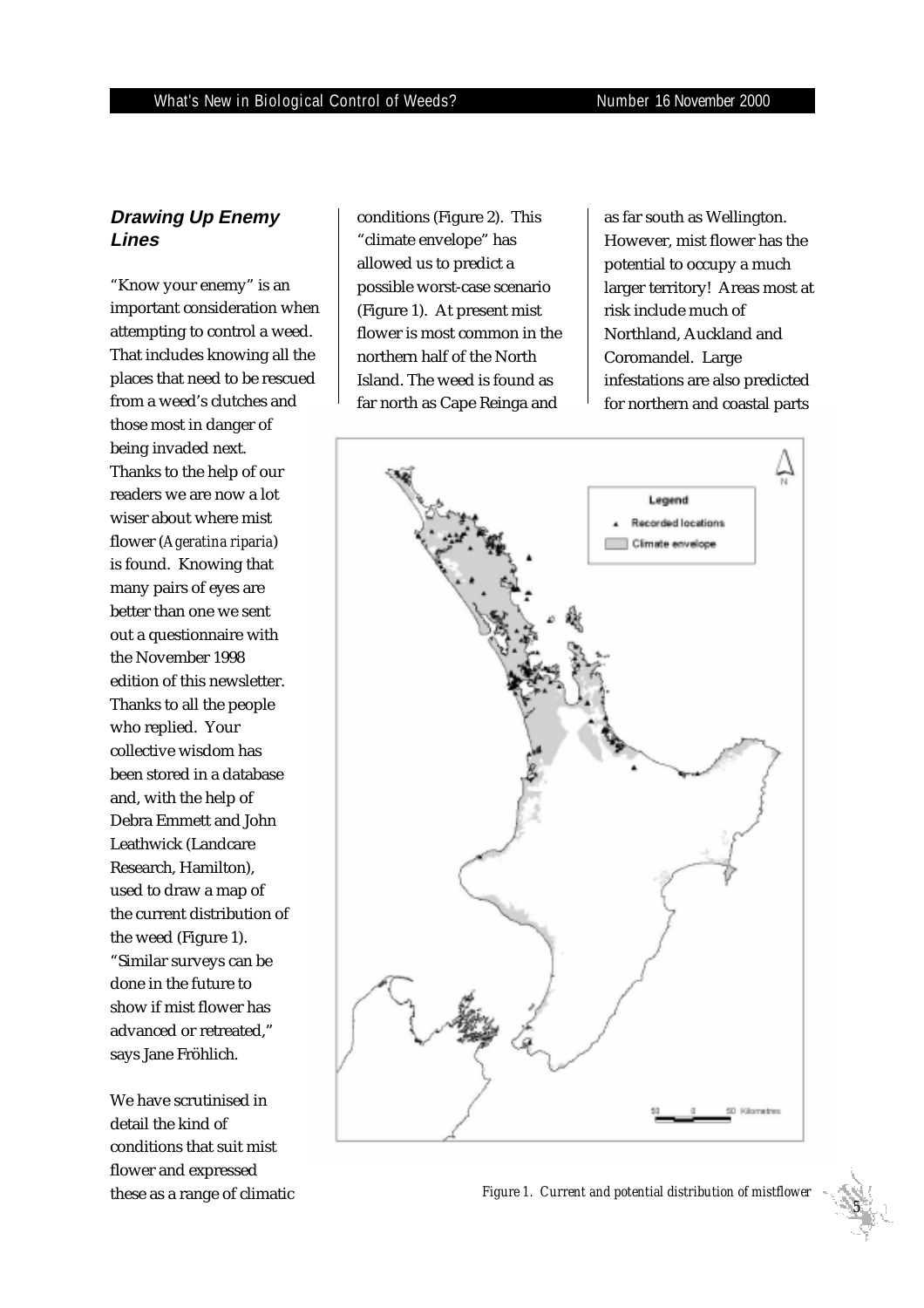## Drawing Up Enemy Lines

"Know your enemy" is an important consideration when attempting to control a weed. That includes knowing all the places that need to be rescued from a weed's clutches and those most in danger of being invaded next. Thanks to the help of our readers we are now a lot wiser about where mist flower (*Ageratina riparia*) is found. Knowing that many pairs of eyes are better than one we sent out a questionnaire with the November 1998 edition of this newsletter. Thanks to all the people who replied. Your collective wisdom has been stored in a database and, with the help of Debra Emmett and John Leathwick (Landcare Research, Hamilton), used to draw a map of the current distribution of the weed (Figure 1). "Similar surveys can be done in the future to show if mist flower has advanced or retreated," says Jane Fröhlich.

We have scrutinised in detail the kind of conditions that suit mist flower and expressed these as a range of climatic conditions (Figure 2). This "climate envelope" has allowed us to predict a possible worst-case scenario (Figure 1). At present mist flower is most common in the northern half of the North Island. The weed is found as far north as Cape Reinga and as far south as Wellington. However, mist flower has the potential to occupy a much larger territory! Areas most at risk include much of Northland, Auckland and Coromandel. Large infestations are also predicted for northern and coastal parts

*Figure 1. Current and potential distribution of mistflower*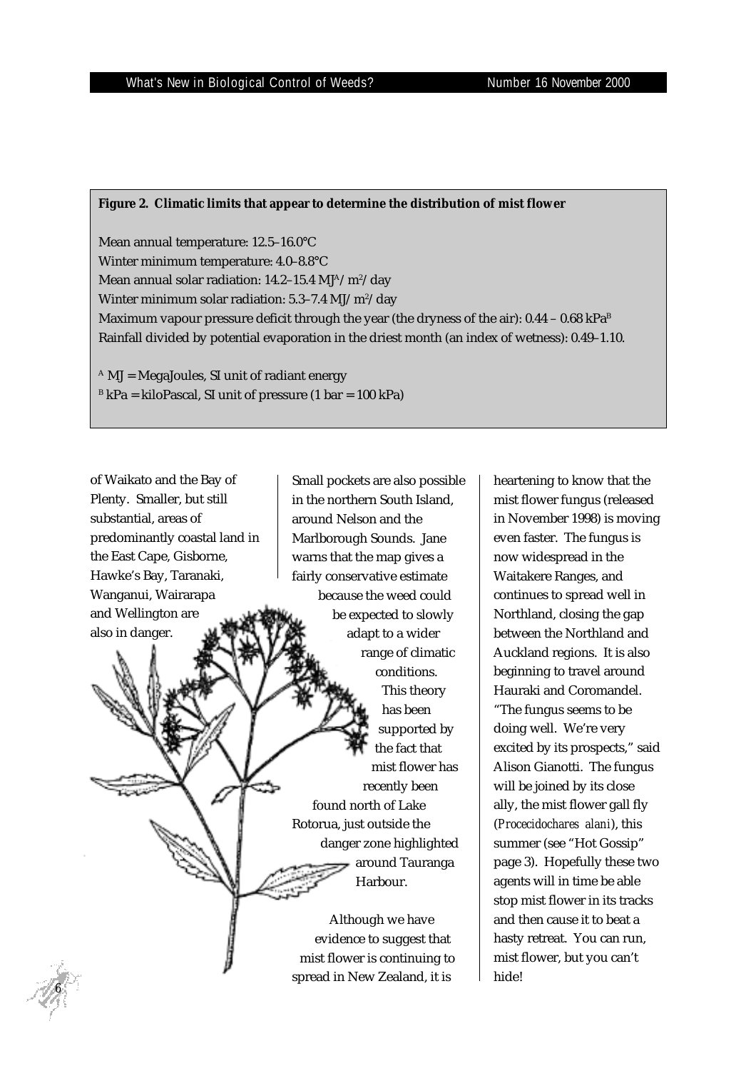**Figure 2. Climatic limits that appear to determine the distribution of mist flower**

Mean annual temperature: 12.5–16.0°C
Winter minimum temperature: 4.0–8.8°C
Mean annual solar radiation: 14.2–15.4 MJ[A]/m$^2$/day
Winter minimum solar radiation: 5.3–7.4 MJ/m$^2$/day
Maximum vapour pressure deficit through the year (the dryness of the air): 0.44 – 0.68 kPa[B]
Rainfall divided by potential evaporation in the driest month (an index of wetness): 0.49–1.10.

[A] MJ = MegaJoules, SI unit of radiant energy
[B] kPa = kiloPascal, SI unit of pressure (1 bar = 100 kPa)

of Waikato and the Bay of Plenty. Smaller, but still substantial, areas of predominantly coastal land in the East Cape, Gisborne, Hawke's Bay, Taranaki, Wanganui, Wairarapa and Wellington are also in danger. Small pockets are also possible in the northern South Island, around Nelson and the Marlborough Sounds. Jane warns that the map gives a fairly conservative estimate because the weed could be expected to slowly adapt to a wider range of climatic conditions. This theory has been supported by the fact that mist flower has recently been found north of Lake Rotorua, just outside the danger zone highlighted around Tauranga Harbour.

Although we have evidence to suggest that mist flower is continuing to spread in New Zealand, it is heartening to know that the mist flower fungus (released in November 1998) is moving even faster. The fungus is now widespread in the Waitakere Ranges, and continues to spread well in Northland, closing the gap between the Northland and Auckland regions. It is also beginning to travel around Hauraki and Coromandel. "The fungus seems to be doing well. We're very excited by its prospects," said Alison Gianotti. The fungus will be joined by its close ally, the mist flower gall fly (*Procecidochares alani*), this summer (see "Hot Gossip" page 3). Hopefully these two agents will in time be able stop mist flower in its tracks and then cause it to beat a hasty retreat. You can run, mist flower, but you can't hide!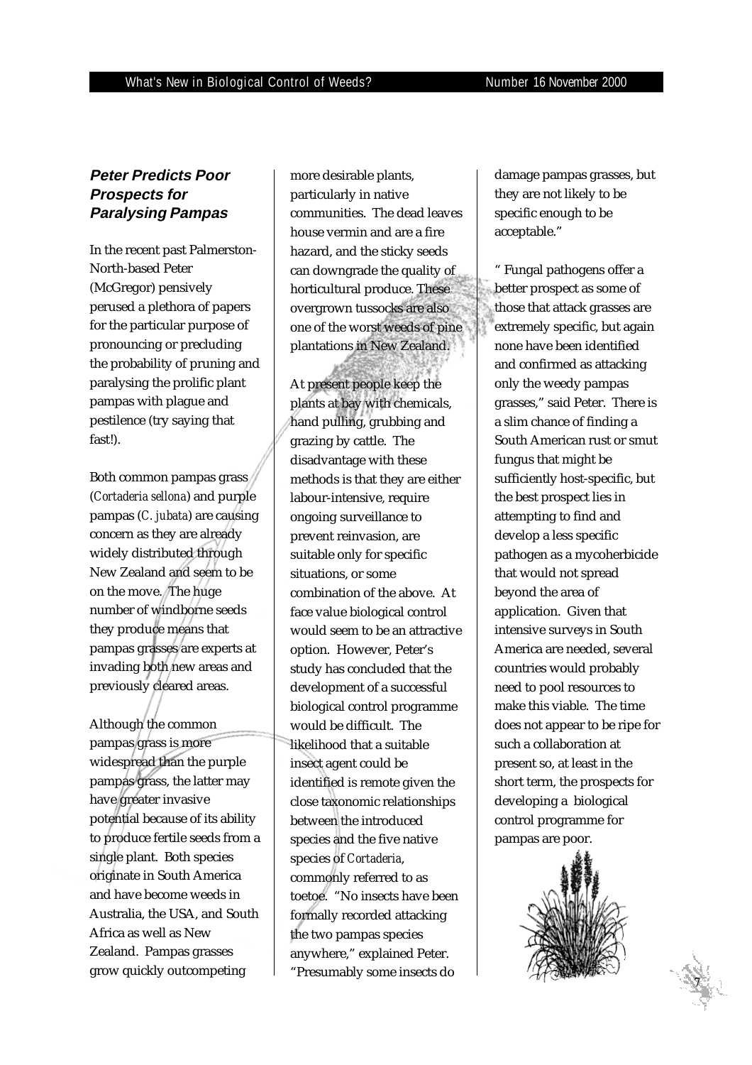## Peter Predicts Poor Prospects for Paralysing Pampas

In the recent past Palmerston-North-based Peter (McGregor) pensively perused a plethora of papers for the particular purpose of pronouncing or precluding the probability of pruning and paralysing the prolific plant pampas with plague and pestilence (try saying that fast!).

Both common pampas grass (*Cortaderia sellona*) and purple pampas (*C. jubata*) are causing concern as they are already widely distributed through New Zealand and seem to be on the move. The huge number of windborne seeds they produce means that pampas grasses are experts at invading both new areas and previously cleared areas.

Although the common pampas grass is more widespread than the purple pampas grass, the latter may have greater invasive potential because of its ability to produce fertile seeds from a single plant. Both species originate in South America and have become weeds in Australia, the USA, and South Africa as well as New Zealand. Pampas grasses grow quickly outcompeting more desirable plants, particularly in native communities. The dead leaves house vermin and are a fire hazard, and the sticky seeds can downgrade the quality of horticultural produce. These overgrown tussocks are also one of the worst weeds of pine plantations in New Zealand.

At present people keep the plants at bay with chemicals, hand pulling, grubbing and grazing by cattle. The disadvantage with these methods is that they are either labour-intensive, require ongoing surveillance to prevent reinvasion, are suitable only for specific situations, or some combination of the above. At face value biological control would seem to be an attractive option. However, Peter's study has concluded that the development of a successful biological control programme would be difficult. The likelihood that a suitable insect agent could be identified is remote given the close taxonomic relationships between the introduced species and the five native species of *Cortaderia*, commonly referred to as toetoe. "No insects have been formally recorded attacking the two pampas species anywhere," explained Peter. "Presumably some insects do damage pampas grasses, but they are not likely to be specific enough to be acceptable."

" Fungal pathogens offer a better prospect as some of those that attack grasses are extremely specific, but again none have been identified and confirmed as attacking only the weedy pampas grasses," said Peter. There is a slim chance of finding a South American rust or smut fungus that might be sufficiently host-specific, but the best prospect lies in attempting to find and develop a less specific pathogen as a mycoherbicide that would not spread beyond the area of application. Given that intensive surveys in South America are needed, several countries would probably need to pool resources to make this viable. The time does not appear to be ripe for such a collaboration at present so, at least in the short term, the prospects for developing a biological control programme for pampas are poor.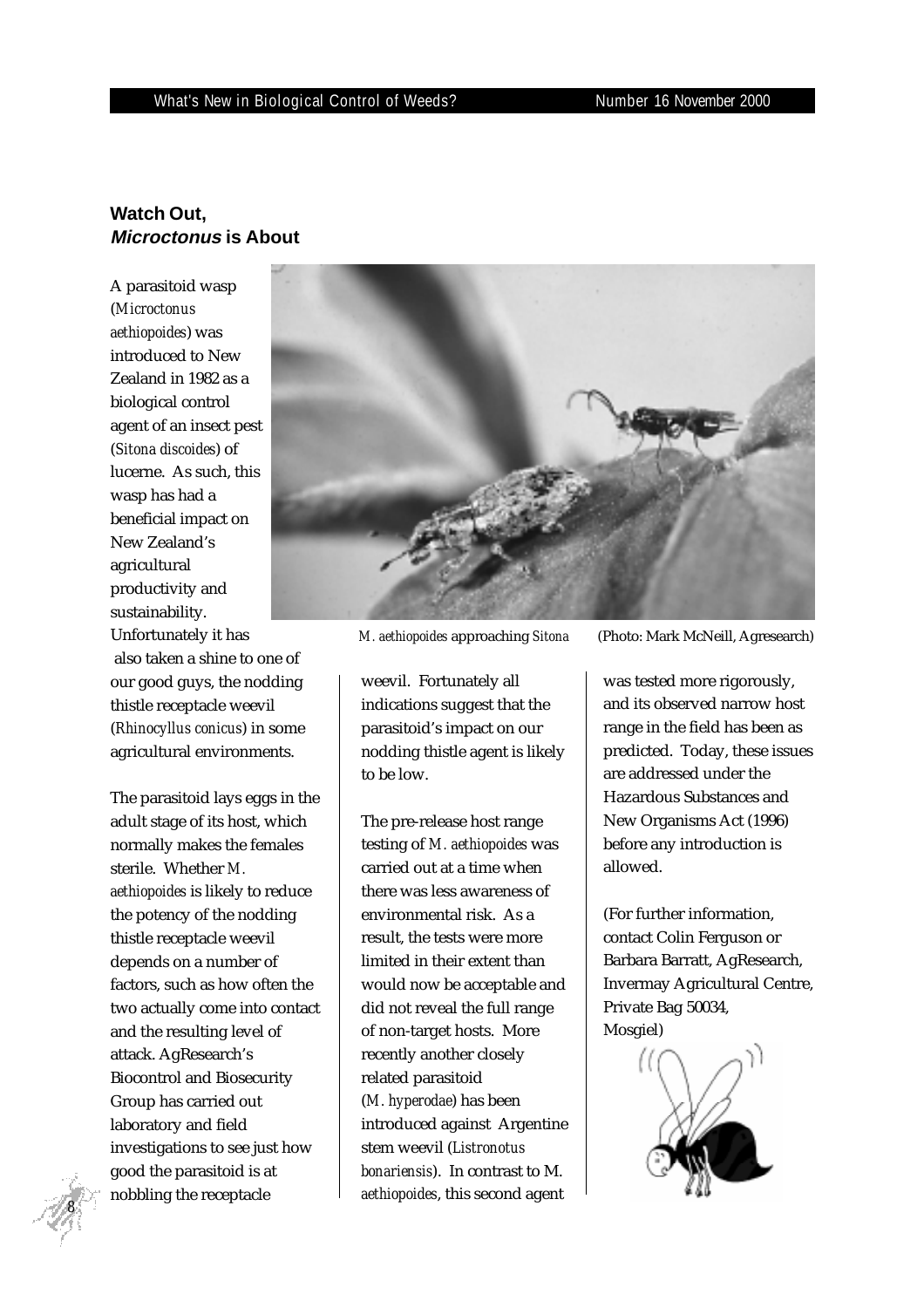## Watch Out, *Microctonus* is About

A parasitoid wasp (*Microctonus aethiopoides*) was introduced to New Zealand in 1982 as a biological control agent of an insect pest (*Sitona discoides*) of lucerne. As such, this wasp has had a beneficial impact on New Zealand's agricultural productivity and sustainability. Unfortunately it has also taken a shine to one of our good guys, the nodding thistle receptacle weevil (*Rhinocyllus conicus*) in some agricultural environments.

*M. aethiopoides* approaching *Sitona* (Photo: Mark McNeill, Agresearch)

The parasitoid lays eggs in the adult stage of its host, which normally makes the females sterile. Whether *M. aethiopoides* is likely to reduce the potency of the nodding thistle receptacle weevil depends on a number of factors, such as how often the two actually come into contact and the resulting level of attack. AgResearch's Biocontrol and Biosecurity Group has carried out laboratory and field investigations to see just how good the parasitoid is at nobbling the receptacle weevil. Fortunately all indications suggest that the parasitoid's impact on our nodding thistle agent is likely to be low.

The pre-release host range testing of *M. aethiopoides* was carried out at a time when there was less awareness of environmental risk. As a result, the tests were more limited in their extent than would now be acceptable and did not reveal the full range of non-target hosts. More recently another closely related parasitoid (*M. hyperodae*) has been introduced against Argentine stem weevil (*Listronotus bonariensis*). In contrast to M. *aethiopoides*, this second agent was tested more rigorously, and its observed narrow host range in the field has been as predicted. Today, these issues are addressed under the Hazardous Substances and New Organisms Act (1996) before any introduction is allowed.

(For further information, contact Colin Ferguson or Barbara Barratt, AgResearch, Invermay Agricultural Centre, Private Bag 50034, Mosgiel)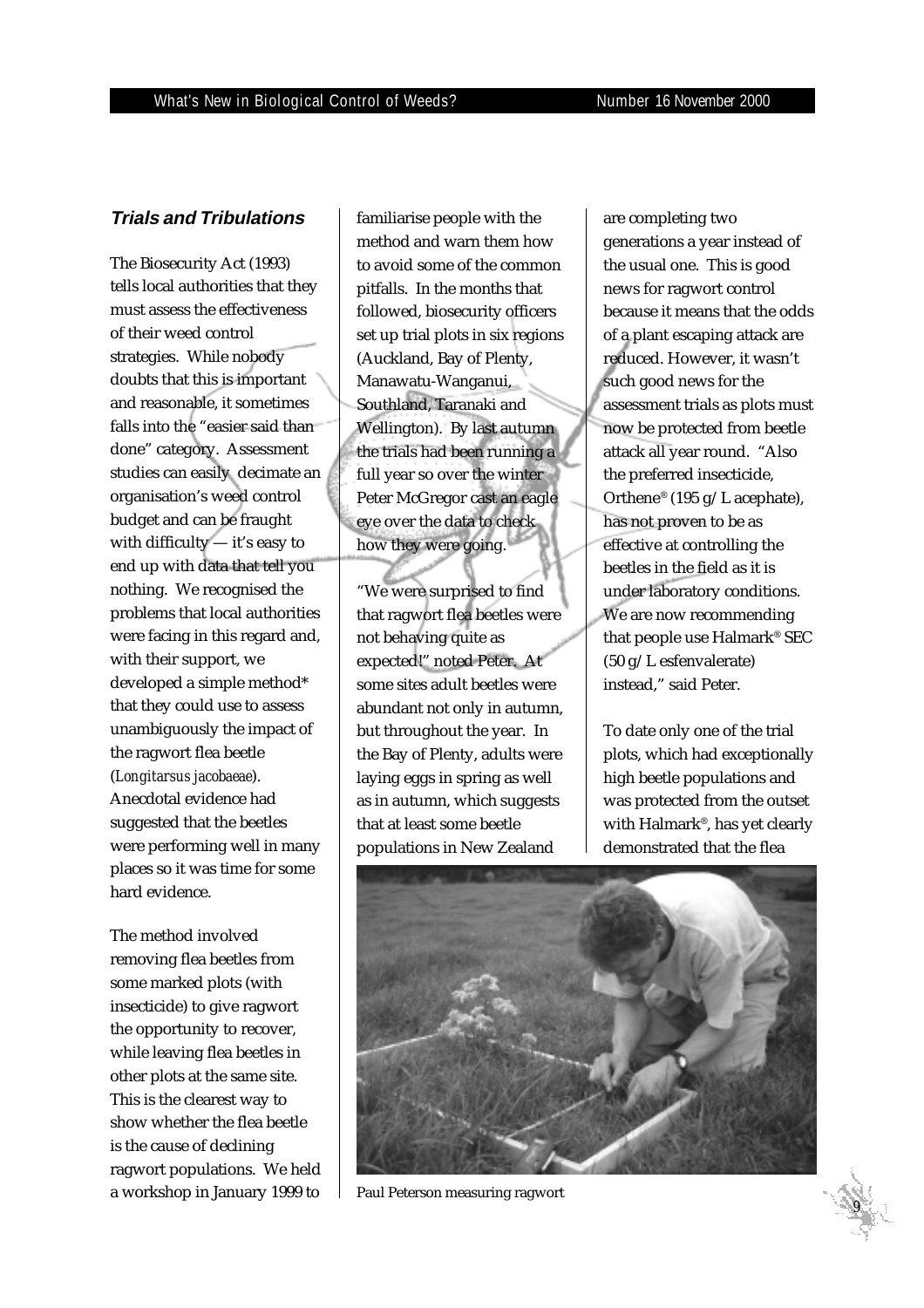## *Trials and Tribulations*

The Biosecurity Act (1993) tells local authorities that they must assess the effectiveness of their weed control strategies. While nobody doubts that this is important and reasonable, it sometimes falls into the "easier said than done" category. Assessment studies can easily decimate an organisation's weed control budget and can be fraught with difficulty — it's easy to end up with data that tell you nothing. We recognised the problems that local authorities were facing in this regard and, with their support, we developed a simple method* that they could use to assess unambiguously the impact of the ragwort flea beetle (*Longitarsus jacobaeae*). Anecdotal evidence had suggested that the beetles were performing well in many places so it was time for some hard evidence.

The method involved removing flea beetles from some marked plots (with insecticide) to give ragwort the opportunity to recover, while leaving flea beetles in other plots at the same site. This is the clearest way to show whether the flea beetle is the cause of declining ragwort populations. We held a workshop in January 1999 to familiarise people with the method and warn them how to avoid some of the common pitfalls. In the months that followed, biosecurity officers set up trial plots in six regions (Auckland, Bay of Plenty, Manawatu-Wanganui, Southland, Taranaki and Wellington). By last autumn the trials had been running a full year so over the winter Peter McGregor cast an eagle eye over the data to check how they were going.

"We were surprised to find that ragwort flea beetles were not behaving quite as expected!" noted Peter. At some sites adult beetles were abundant not only in autumn, but throughout the year. In the Bay of Plenty, adults were laying eggs in spring as well as in autumn, which suggests that at least some beetle populations in New Zealand are completing two generations a year instead of the usual one. This is good news for ragwort control because it means that the odds of a plant escaping attack are reduced. However, it wasn't such good news for the assessment trials as plots must now be protected from beetle attack all year round. "Also the preferred insecticide, Orthene® (195 g/L acephate), has not proven to be as effective at controlling the beetles in the field as it is under laboratory conditions. We are now recommending that people use Halmark® SEC (50 g/L esfenvalerate) instead," said Peter.

To date only one of the trial plots, which had exceptionally high beetle populations and was protected from the outset with Halmark®, has yet clearly demonstrated that the flea

Paul Peterson measuring ragwort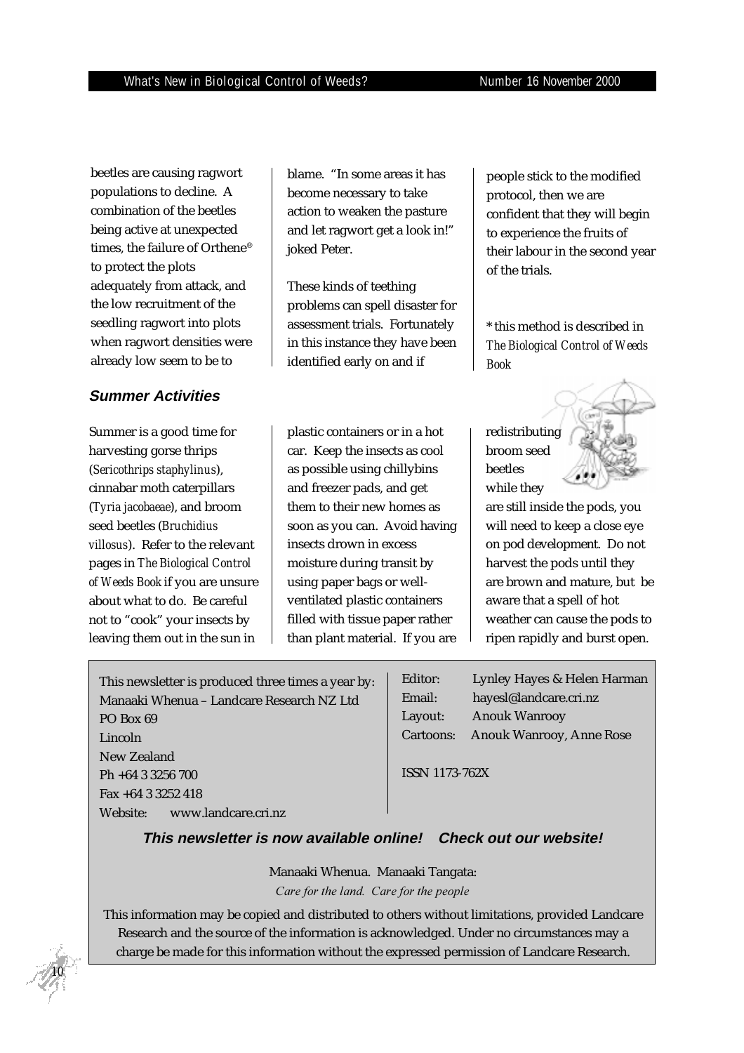beetles are causing ragwort populations to decline. A combination of the beetles being active at unexpected times, the failure of Orthene® to protect the plots adequately from attack, and the low recruitment of the seedling ragwort into plots when ragwort densities were already low seem to be to blame. "In some areas it has become necessary to take action to weaken the pasture and let ragwort get a look in!" joked Peter.

These kinds of teething problems can spell disaster for assessment trials. Fortunately in this instance they have been identified early on and if people stick to the modified protocol, then we are confident that they will begin to experience the fruits of their labour in the second year of the trials.

* this method is described in *The Biological Control of Weeds Book*

### *Summer Activities*

Summer is a good time for harvesting gorse thrips (*Sericothrips staphylinus*), cinnabar moth caterpillars (*Tyria jacobaeae*), and broom seed beetles (*Bruchidius villosus*). Refer to the relevant pages in *The Biological Control of Weeds Book* if you are unsure about what to do. Be careful not to "cook" your insects by leaving them out in the sun in plastic containers or in a hot car. Keep the insects as cool as possible using chillybins and freezer pads, and get them to their new homes as soon as you can. Avoid having insects drown in excess moisture during transit by using paper bags or well-ventilated plastic containers filled with tissue paper rather than plant material. If you are redistributing broom seed beetles while they are still inside the pods, you will need to keep a close eye on pod development. Do not harvest the pods until they are brown and mature, but be aware that a spell of hot weather can cause the pods to ripen rapidly and burst open.

This newsletter is produced three times a year by:
Manaaki Whenua – Landcare Research NZ Ltd
PO Box 69
Lincoln
New Zealand
Ph +64 3 3256 700
Fax +64 3 3252 418
Website: www.landcare.cri.nz

Editor: Lynley Hayes & Helen Harman
Email: hayesl@landcare.cri.nz
Layout: Anouk Wanrooy
Cartoons: Anouk Wanrooy, Anne Rose

ISSN 1173-762X

***This newsletter is now available online! Check out our website!***

Manaaki Whenua. Manaaki Tangata:
*Care for the land. Care for the people*

This information may be copied and distributed to others without limitations, provided Landcare Research and the source of the information is acknowledged. Under no circumstances may a charge be made for this information without the expressed permission of Landcare Research.